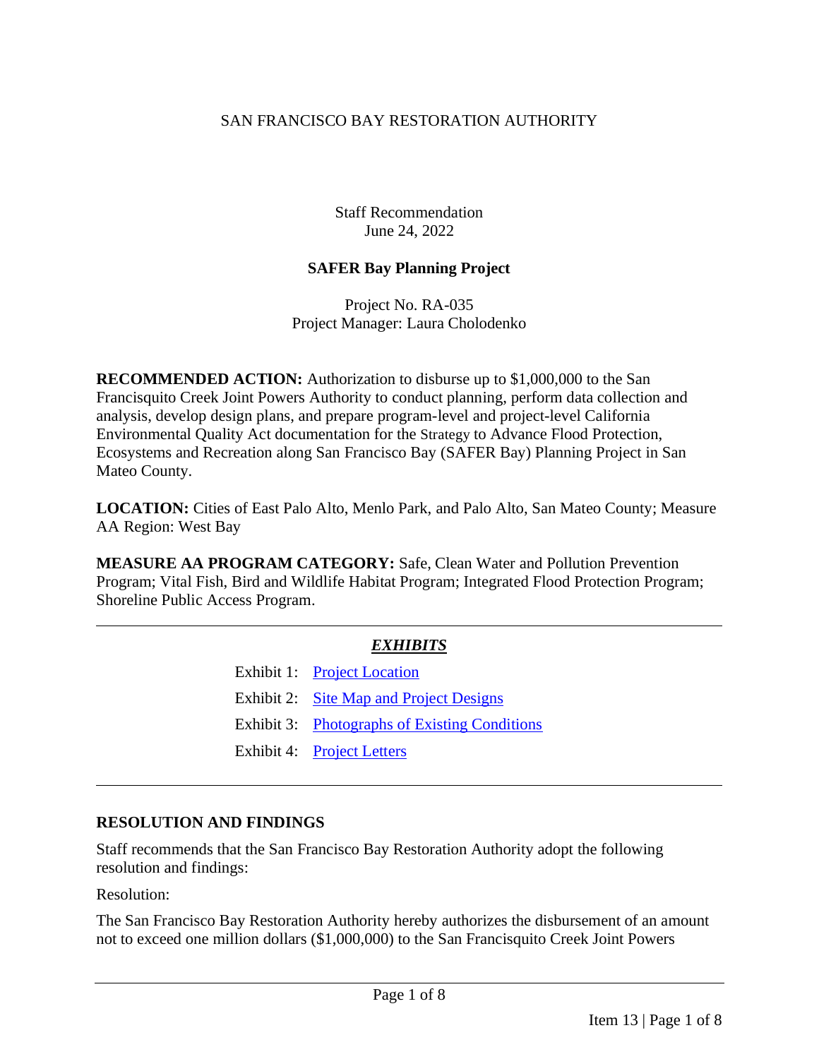SAN FRANCISCO BAY RESTORATION AUTHORITY

Staff Recommendation
June 24, 2022

**SAFER Bay Planning Project**

Project No. RA-035
Project Manager: Laura Cholodenko

**RECOMMENDED ACTION:** Authorization to disburse up to $1,000,000 to the San Francisquito Creek Joint Powers Authority to conduct planning, perform data collection and analysis, develop design plans, and prepare program-level and project-level California Environmental Quality Act documentation for the Strategy to Advance Flood Protection, Ecosystems and Recreation along San Francisco Bay (SAFER Bay) Planning Project in San Mateo County.

**LOCATION:** Cities of East Palo Alto, Menlo Park, and Palo Alto, San Mateo County; Measure AA Region: West Bay

**MEASURE AA PROGRAM CATEGORY:** Safe, Clean Water and Pollution Prevention Program; Vital Fish, Bird and Wildlife Habitat Program; Integrated Flood Protection Program; Shoreline Public Access Program.

---

***EXHIBITS***

Exhibit 1: Project Location

Exhibit 2: Site Map and Project Designs

Exhibit 3: Photographs of Existing Conditions

Exhibit 4: Project Letters

---

## RESOLUTION AND FINDINGS

Staff recommends that the San Francisco Bay Restoration Authority adopt the following resolution and findings:

Resolution:

The San Francisco Bay Restoration Authority hereby authorizes the disbursement of an amount not to exceed one million dollars ($1,000,000) to the San Francisquito Creek Joint Powers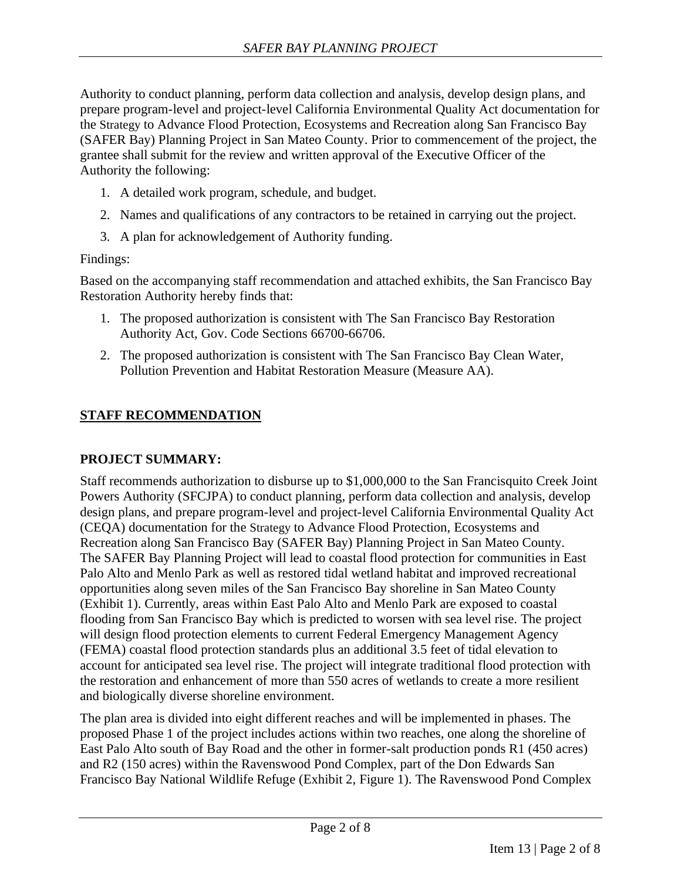Authority to conduct planning, perform data collection and analysis, develop design plans, and prepare program-level and project-level California Environmental Quality Act documentation for the Strategy to Advance Flood Protection, Ecosystems and Recreation along San Francisco Bay (SAFER Bay) Planning Project in San Mateo County. Prior to commencement of the project, the grantee shall submit for the review and written approval of the Executive Officer of the Authority the following:

1. A detailed work program, schedule, and budget.
2. Names and qualifications of any contractors to be retained in carrying out the project.
3. A plan for acknowledgement of Authority funding.

Findings:

Based on the accompanying staff recommendation and attached exhibits, the San Francisco Bay Restoration Authority hereby finds that:

1. The proposed authorization is consistent with The San Francisco Bay Restoration Authority Act, Gov. Code Sections 66700-66706.
2. The proposed authorization is consistent with The San Francisco Bay Clean Water, Pollution Prevention and Habitat Restoration Measure (Measure AA).

## STAFF RECOMMENDATION

### PROJECT SUMMARY:

Staff recommends authorization to disburse up to $1,000,000 to the San Francisquito Creek Joint Powers Authority (SFCJPA) to conduct planning, perform data collection and analysis, develop design plans, and prepare program-level and project-level California Environmental Quality Act (CEQA) documentation for the Strategy to Advance Flood Protection, Ecosystems and Recreation along San Francisco Bay (SAFER Bay) Planning Project in San Mateo County. The SAFER Bay Planning Project will lead to coastal flood protection for communities in East Palo Alto and Menlo Park as well as restored tidal wetland habitat and improved recreational opportunities along seven miles of the San Francisco Bay shoreline in San Mateo County (Exhibit 1). Currently, areas within East Palo Alto and Menlo Park are exposed to coastal flooding from San Francisco Bay which is predicted to worsen with sea level rise. The project will design flood protection elements to current Federal Emergency Management Agency (FEMA) coastal flood protection standards plus an additional 3.5 feet of tidal elevation to account for anticipated sea level rise. The project will integrate traditional flood protection with the restoration and enhancement of more than 550 acres of wetlands to create a more resilient and biologically diverse shoreline environment.

The plan area is divided into eight different reaches and will be implemented in phases. The proposed Phase 1 of the project includes actions within two reaches, one along the shoreline of East Palo Alto south of Bay Road and the other in former-salt production ponds R1 (450 acres) and R2 (150 acres) within the Ravenswood Pond Complex, part of the Don Edwards San Francisco Bay National Wildlife Refuge (Exhibit 2, Figure 1). The Ravenswood Pond Complex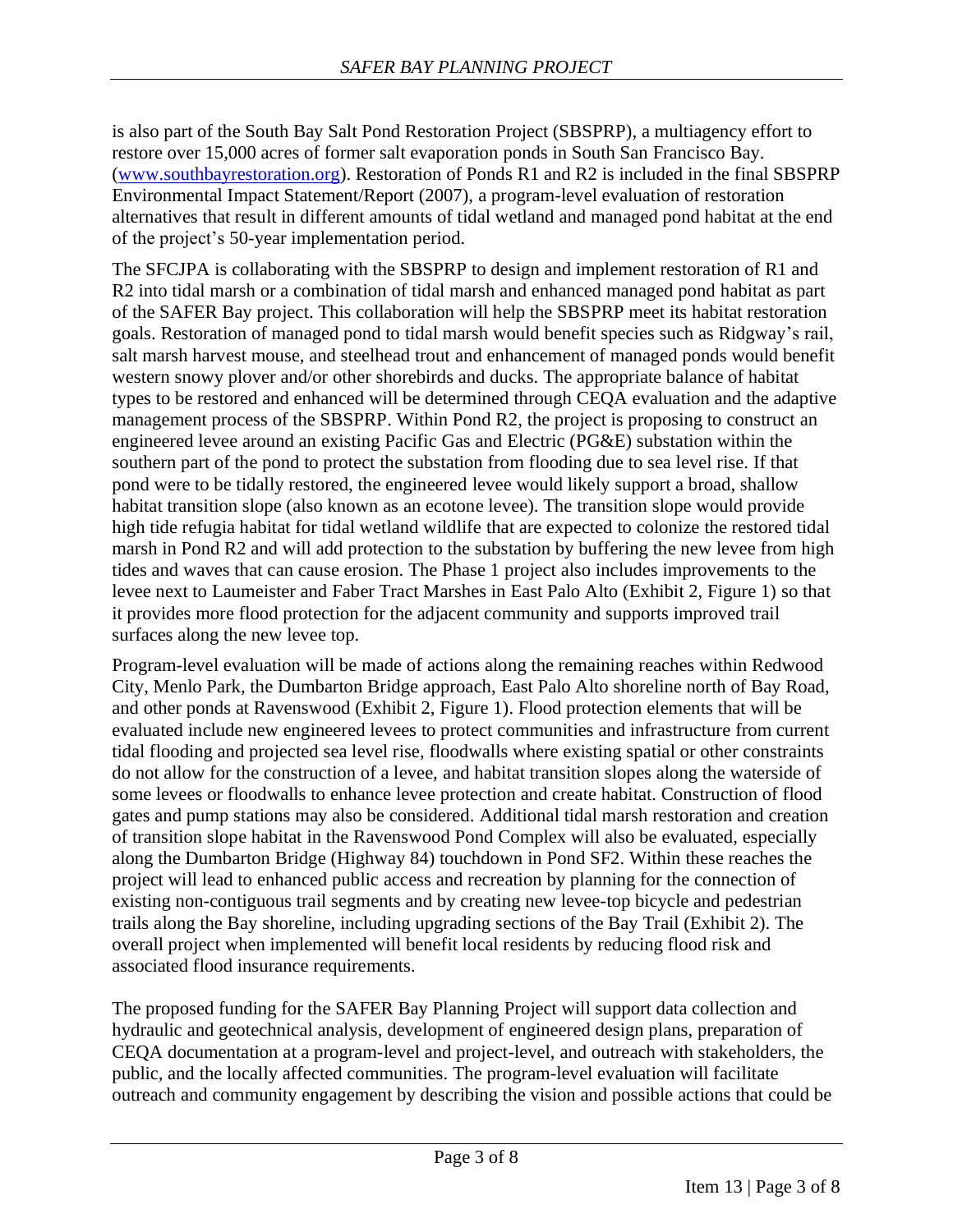is also part of the South Bay Salt Pond Restoration Project (SBSPRP), a multiagency effort to restore over 15,000 acres of former salt evaporation ponds in South San Francisco Bay. ([www.southbayrestoration.org](http://www.southbayrestoration.org)). Restoration of Ponds R1 and R2 is included in the final SBSPRP Environmental Impact Statement/Report (2007), a program-level evaluation of restoration alternatives that result in different amounts of tidal wetland and managed pond habitat at the end of the project's 50-year implementation period.

The SFCJPA is collaborating with the SBSPRP to design and implement restoration of R1 and R2 into tidal marsh or a combination of tidal marsh and enhanced managed pond habitat as part of the SAFER Bay project. This collaboration will help the SBSPRP meet its habitat restoration goals. Restoration of managed pond to tidal marsh would benefit species such as Ridgway's rail, salt marsh harvest mouse, and steelhead trout and enhancement of managed ponds would benefit western snowy plover and/or other shorebirds and ducks. The appropriate balance of habitat types to be restored and enhanced will be determined through CEQA evaluation and the adaptive management process of the SBSPRP. Within Pond R2, the project is proposing to construct an engineered levee around an existing Pacific Gas and Electric (PG&E) substation within the southern part of the pond to protect the substation from flooding due to sea level rise. If that pond were to be tidally restored, the engineered levee would likely support a broad, shallow habitat transition slope (also known as an ecotone levee). The transition slope would provide high tide refugia habitat for tidal wetland wildlife that are expected to colonize the restored tidal marsh in Pond R2 and will add protection to the substation by buffering the new levee from high tides and waves that can cause erosion. The Phase 1 project also includes improvements to the levee next to Laumeister and Faber Tract Marshes in East Palo Alto (Exhibit 2, Figure 1) so that it provides more flood protection for the adjacent community and supports improved trail surfaces along the new levee top.

Program-level evaluation will be made of actions along the remaining reaches within Redwood City, Menlo Park, the Dumbarton Bridge approach, East Palo Alto shoreline north of Bay Road, and other ponds at Ravenswood (Exhibit 2, Figure 1). Flood protection elements that will be evaluated include new engineered levees to protect communities and infrastructure from current tidal flooding and projected sea level rise, floodwalls where existing spatial or other constraints do not allow for the construction of a levee, and habitat transition slopes along the waterside of some levees or floodwalls to enhance levee protection and create habitat. Construction of flood gates and pump stations may also be considered. Additional tidal marsh restoration and creation of transition slope habitat in the Ravenswood Pond Complex will also be evaluated, especially along the Dumbarton Bridge (Highway 84) touchdown in Pond SF2. Within these reaches the project will lead to enhanced public access and recreation by planning for the connection of existing non-contiguous trail segments and by creating new levee-top bicycle and pedestrian trails along the Bay shoreline, including upgrading sections of the Bay Trail (Exhibit 2). The overall project when implemented will benefit local residents by reducing flood risk and associated flood insurance requirements.

The proposed funding for the SAFER Bay Planning Project will support data collection and hydraulic and geotechnical analysis, development of engineered design plans, preparation of CEQA documentation at a program-level and project-level, and outreach with stakeholders, the public, and the locally affected communities. The program-level evaluation will facilitate outreach and community engagement by describing the vision and possible actions that could be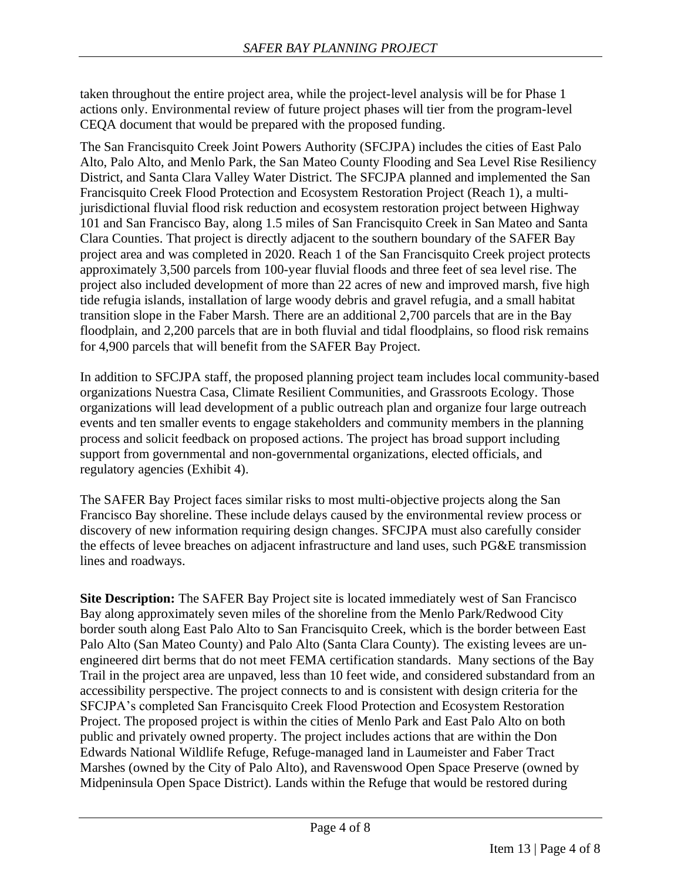taken throughout the entire project area, while the project-level analysis will be for Phase 1 actions only. Environmental review of future project phases will tier from the program-level CEQA document that would be prepared with the proposed funding.

The San Francisquito Creek Joint Powers Authority (SFCJPA) includes the cities of East Palo Alto, Palo Alto, and Menlo Park, the San Mateo County Flooding and Sea Level Rise Resiliency District, and Santa Clara Valley Water District. The SFCJPA planned and implemented the San Francisquito Creek Flood Protection and Ecosystem Restoration Project (Reach 1), a multi-jurisdictional fluvial flood risk reduction and ecosystem restoration project between Highway 101 and San Francisco Bay, along 1.5 miles of San Francisquito Creek in San Mateo and Santa Clara Counties. That project is directly adjacent to the southern boundary of the SAFER Bay project area and was completed in 2020. Reach 1 of the San Francisquito Creek project protects approximately 3,500 parcels from 100-year fluvial floods and three feet of sea level rise. The project also included development of more than 22 acres of new and improved marsh, five high tide refugia islands, installation of large woody debris and gravel refugia, and a small habitat transition slope in the Faber Marsh. There are an additional 2,700 parcels that are in the Bay floodplain, and 2,200 parcels that are in both fluvial and tidal floodplains, so flood risk remains for 4,900 parcels that will benefit from the SAFER Bay Project.

In addition to SFCJPA staff, the proposed planning project team includes local community-based organizations Nuestra Casa, Climate Resilient Communities, and Grassroots Ecology. Those organizations will lead development of a public outreach plan and organize four large outreach events and ten smaller events to engage stakeholders and community members in the planning process and solicit feedback on proposed actions. The project has broad support including support from governmental and non-governmental organizations, elected officials, and regulatory agencies (Exhibit 4).

The SAFER Bay Project faces similar risks to most multi-objective projects along the San Francisco Bay shoreline. These include delays caused by the environmental review process or discovery of new information requiring design changes. SFCJPA must also carefully consider the effects of levee breaches on adjacent infrastructure and land uses, such PG&E transmission lines and roadways.

**Site Description:** The SAFER Bay Project site is located immediately west of San Francisco Bay along approximately seven miles of the shoreline from the Menlo Park/Redwood City border south along East Palo Alto to San Francisquito Creek, which is the border between East Palo Alto (San Mateo County) and Palo Alto (Santa Clara County). The existing levees are un-engineered dirt berms that do not meet FEMA certification standards. Many sections of the Bay Trail in the project area are unpaved, less than 10 feet wide, and considered substandard from an accessibility perspective. The project connects to and is consistent with design criteria for the SFCJPA's completed San Francisquito Creek Flood Protection and Ecosystem Restoration Project. The proposed project is within the cities of Menlo Park and East Palo Alto on both public and privately owned property. The project includes actions that are within the Don Edwards National Wildlife Refuge, Refuge-managed land in Laumeister and Faber Tract Marshes (owned by the City of Palo Alto), and Ravenswood Open Space Preserve (owned by Midpeninsula Open Space District). Lands within the Refuge that would be restored during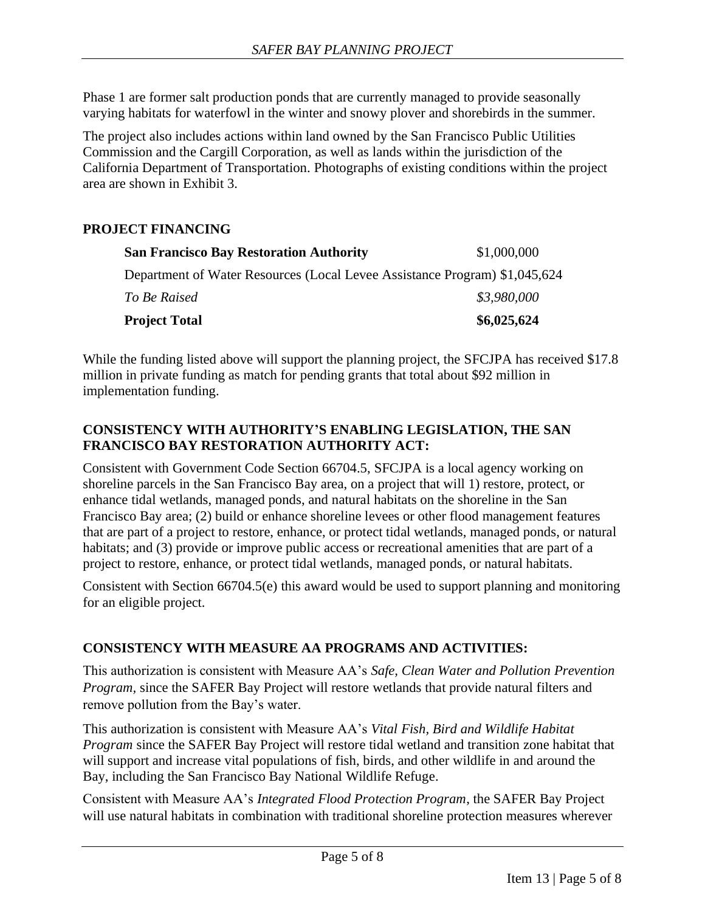Phase 1 are former salt production ponds that are currently managed to provide seasonally varying habitats for waterfowl in the winter and snowy plover and shorebirds in the summer.

The project also includes actions within land owned by the San Francisco Public Utilities Commission and the Cargill Corporation, as well as lands within the jurisdiction of the California Department of Transportation. Photographs of existing conditions within the project area are shown in Exhibit 3.

## PROJECT FINANCING

| | |
|---|---|
| **San Francisco Bay Restoration Authority** | $1,000,000 |
| Department of Water Resources (Local Levee Assistance Program) | $1,045,624 |
| *To Be Raised* | *$3,980,000* |
| **Project Total** | **$6,025,624** |

While the funding listed above will support the planning project, the SFCJPA has received $17.8 million in private funding as match for pending grants that total about $92 million in implementation funding.

## CONSISTENCY WITH AUTHORITY'S ENABLING LEGISLATION, THE SAN FRANCISCO BAY RESTORATION AUTHORITY ACT:

Consistent with Government Code Section 66704.5, SFCJPA is a local agency working on shoreline parcels in the San Francisco Bay area, on a project that will 1) restore, protect, or enhance tidal wetlands, managed ponds, and natural habitats on the shoreline in the San Francisco Bay area; (2) build or enhance shoreline levees or other flood management features that are part of a project to restore, enhance, or protect tidal wetlands, managed ponds, or natural habitats; and (3) provide or improve public access or recreational amenities that are part of a project to restore, enhance, or protect tidal wetlands, managed ponds, or natural habitats.

Consistent with Section 66704.5(e) this award would be used to support planning and monitoring for an eligible project.

## CONSISTENCY WITH MEASURE AA PROGRAMS AND ACTIVITIES:

This authorization is consistent with Measure AA's *Safe, Clean Water and Pollution Prevention Program,* since the SAFER Bay Project will restore wetlands that provide natural filters and remove pollution from the Bay's water.

This authorization is consistent with Measure AA's *Vital Fish, Bird and Wildlife Habitat Program* since the SAFER Bay Project will restore tidal wetland and transition zone habitat that will support and increase vital populations of fish, birds, and other wildlife in and around the Bay, including the San Francisco Bay National Wildlife Refuge.

Consistent with Measure AA's *Integrated Flood Protection Program*, the SAFER Bay Project will use natural habitats in combination with traditional shoreline protection measures wherever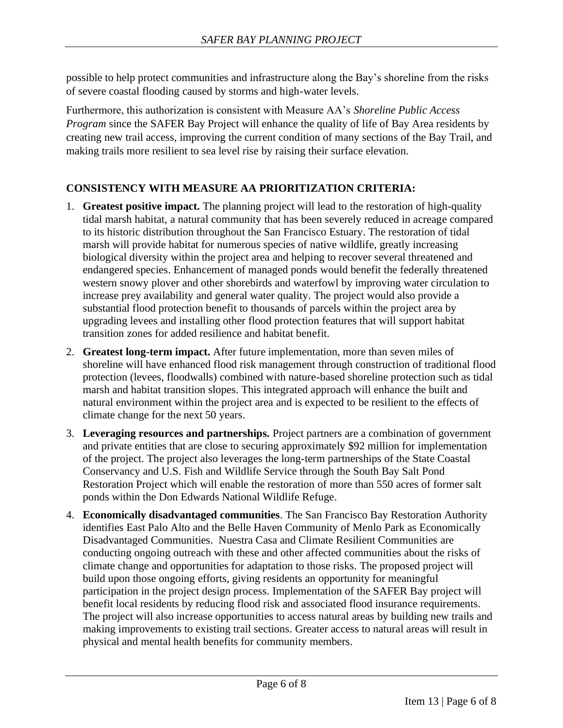possible to help protect communities and infrastructure along the Bay's shoreline from the risks of severe coastal flooding caused by storms and high-water levels.

Furthermore, this authorization is consistent with Measure AA's *Shoreline Public Access Program* since the SAFER Bay Project will enhance the quality of life of Bay Area residents by creating new trail access, improving the current condition of many sections of the Bay Trail, and making trails more resilient to sea level rise by raising their surface elevation.

## CONSISTENCY WITH MEASURE AA PRIORITIZATION CRITERIA:

1. **Greatest positive impact.** The planning project will lead to the restoration of high-quality tidal marsh habitat, a natural community that has been severely reduced in acreage compared to its historic distribution throughout the San Francisco Estuary. The restoration of tidal marsh will provide habitat for numerous species of native wildlife, greatly increasing biological diversity within the project area and helping to recover several threatened and endangered species. Enhancement of managed ponds would benefit the federally threatened western snowy plover and other shorebirds and waterfowl by improving water circulation to increase prey availability and general water quality. The project would also provide a substantial flood protection benefit to thousands of parcels within the project area by upgrading levees and installing other flood protection features that will support habitat transition zones for added resilience and habitat benefit.
2. **Greatest long-term impact.** After future implementation, more than seven miles of shoreline will have enhanced flood risk management through construction of traditional flood protection (levees, floodwalls) combined with nature-based shoreline protection such as tidal marsh and habitat transition slopes. This integrated approach will enhance the built and natural environment within the project area and is expected to be resilient to the effects of climate change for the next 50 years.
3. **Leveraging resources and partnerships.** Project partners are a combination of government and private entities that are close to securing approximately $92 million for implementation of the project. The project also leverages the long-term partnerships of the State Coastal Conservancy and U.S. Fish and Wildlife Service through the South Bay Salt Pond Restoration Project which will enable the restoration of more than 550 acres of former salt ponds within the Don Edwards National Wildlife Refuge.
4. **Economically disadvantaged communities**. The San Francisco Bay Restoration Authority identifies East Palo Alto and the Belle Haven Community of Menlo Park as Economically Disadvantaged Communities. Nuestra Casa and Climate Resilient Communities are conducting ongoing outreach with these and other affected communities about the risks of climate change and opportunities for adaptation to those risks. The proposed project will build upon those ongoing efforts, giving residents an opportunity for meaningful participation in the project design process. Implementation of the SAFER Bay project will benefit local residents by reducing flood risk and associated flood insurance requirements. The project will also increase opportunities to access natural areas by building new trails and making improvements to existing trail sections. Greater access to natural areas will result in physical and mental health benefits for community members.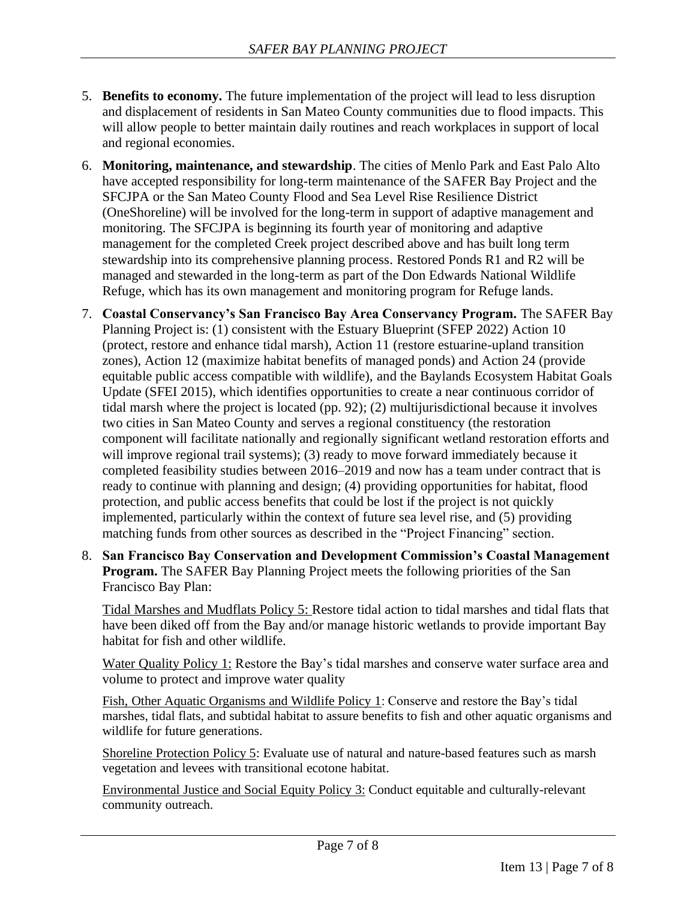5. **Benefits to economy.** The future implementation of the project will lead to less disruption and displacement of residents in San Mateo County communities due to flood impacts. This will allow people to better maintain daily routines and reach workplaces in support of local and regional economies.

6. **Monitoring, maintenance, and stewardship**. The cities of Menlo Park and East Palo Alto have accepted responsibility for long-term maintenance of the SAFER Bay Project and the SFCJPA or the San Mateo County Flood and Sea Level Rise Resilience District (OneShoreline) will be involved for the long-term in support of adaptive management and monitoring. The SFCJPA is beginning its fourth year of monitoring and adaptive management for the completed Creek project described above and has built long term stewardship into its comprehensive planning process. Restored Ponds R1 and R2 will be managed and stewarded in the long-term as part of the Don Edwards National Wildlife Refuge, which has its own management and monitoring program for Refuge lands.

7. **Coastal Conservancy's San Francisco Bay Area Conservancy Program.** The SAFER Bay Planning Project is: (1) consistent with the Estuary Blueprint (SFEP 2022) Action 10 (protect, restore and enhance tidal marsh), Action 11 (restore estuarine-upland transition zones), Action 12 (maximize habitat benefits of managed ponds) and Action 24 (provide equitable public access compatible with wildlife), and the Baylands Ecosystem Habitat Goals Update (SFEI 2015), which identifies opportunities to create a near continuous corridor of tidal marsh where the project is located (pp. 92); (2) multijurisdictional because it involves two cities in San Mateo County and serves a regional constituency (the restoration component will facilitate nationally and regionally significant wetland restoration efforts and will improve regional trail systems); (3) ready to move forward immediately because it completed feasibility studies between 2016–2019 and now has a team under contract that is ready to continue with planning and design; (4) providing opportunities for habitat, flood protection, and public access benefits that could be lost if the project is not quickly implemented, particularly within the context of future sea level rise, and (5) providing matching funds from other sources as described in the "Project Financing" section.

8. **San Francisco Bay Conservation and Development Commission's Coastal Management Program.** The SAFER Bay Planning Project meets the following priorities of the San Francisco Bay Plan:

   Tidal Marshes and Mudflats Policy 5: Restore tidal action to tidal marshes and tidal flats that have been diked off from the Bay and/or manage historic wetlands to provide important Bay habitat for fish and other wildlife.

   Water Quality Policy 1: Restore the Bay's tidal marshes and conserve water surface area and volume to protect and improve water quality

   Fish, Other Aquatic Organisms and Wildlife Policy 1: Conserve and restore the Bay's tidal marshes, tidal flats, and subtidal habitat to assure benefits to fish and other aquatic organisms and wildlife for future generations.

   Shoreline Protection Policy 5: Evaluate use of natural and nature-based features such as marsh vegetation and levees with transitional ecotone habitat.

   Environmental Justice and Social Equity Policy 3: Conduct equitable and culturally-relevant community outreach.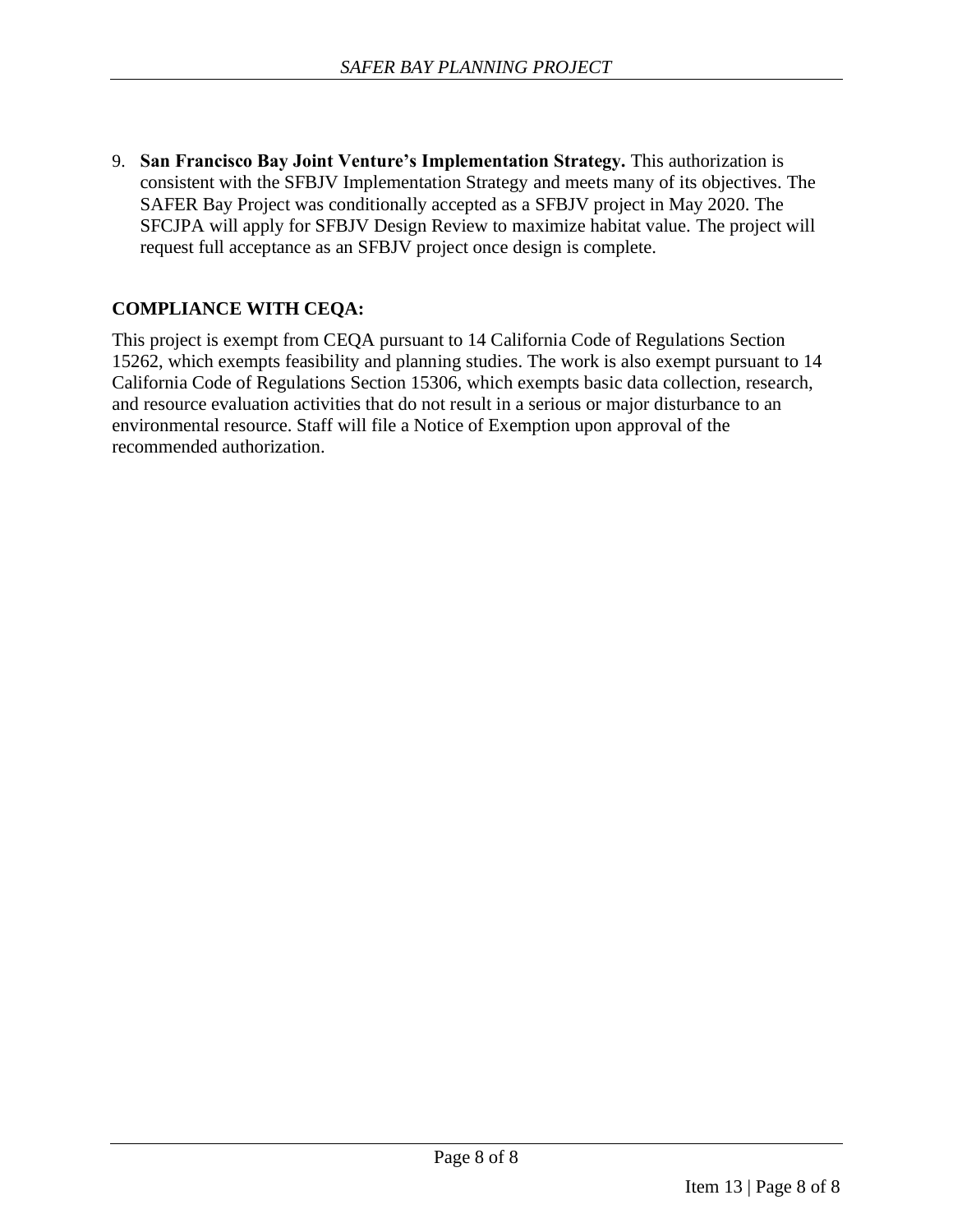9. **San Francisco Bay Joint Venture's Implementation Strategy.** This authorization is consistent with the SFBJV Implementation Strategy and meets many of its objectives. The SAFER Bay Project was conditionally accepted as a SFBJV project in May 2020. The SFCJPA will apply for SFBJV Design Review to maximize habitat value. The project will request full acceptance as an SFBJV project once design is complete.

## COMPLIANCE WITH CEQA:

This project is exempt from CEQA pursuant to 14 California Code of Regulations Section 15262, which exempts feasibility and planning studies. The work is also exempt pursuant to 14 California Code of Regulations Section 15306, which exempts basic data collection, research, and resource evaluation activities that do not result in a serious or major disturbance to an environmental resource. Staff will file a Notice of Exemption upon approval of the recommended authorization.